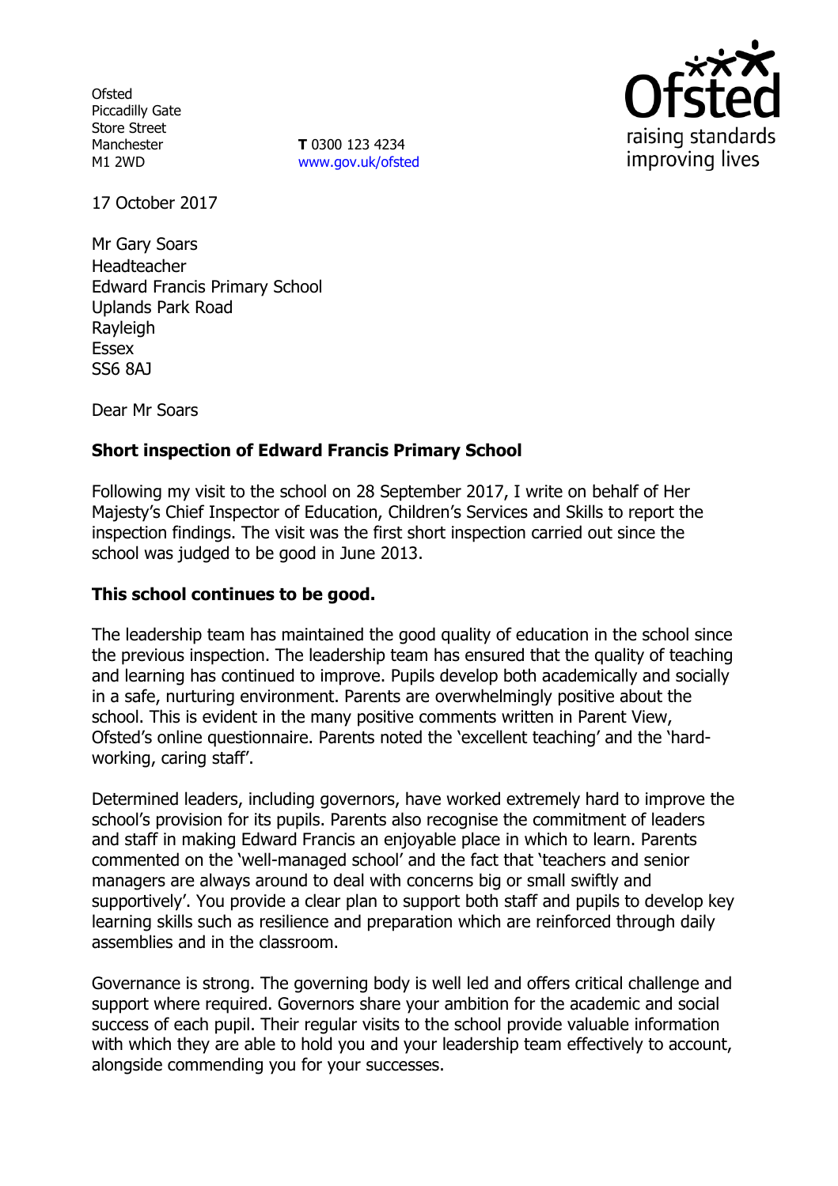Ofsted
Piccadilly Gate
Store Street
Manchester
M1 2WD

**T** 0300 123 4234
www.gov.uk/ofsted

17 October 2017

Mr Gary Soars
Headteacher
Edward Francis Primary School
Uplands Park Road
Rayleigh
Essex
SS6 8AJ

Dear Mr Soars

**Short inspection of Edward Francis Primary School**

Following my visit to the school on 28 September 2017, I write on behalf of Her Majesty's Chief Inspector of Education, Children's Services and Skills to report the inspection findings. The visit was the first short inspection carried out since the school was judged to be good in June 2013.

**This school continues to be good.**

The leadership team has maintained the good quality of education in the school since the previous inspection. The leadership team has ensured that the quality of teaching and learning has continued to improve. Pupils develop both academically and socially in a safe, nurturing environment. Parents are overwhelmingly positive about the school. This is evident in the many positive comments written in Parent View, Ofsted's online questionnaire. Parents noted the 'excellent teaching' and the 'hard-working, caring staff'.

Determined leaders, including governors, have worked extremely hard to improve the school's provision for its pupils. Parents also recognise the commitment of leaders and staff in making Edward Francis an enjoyable place in which to learn. Parents commented on the 'well-managed school' and the fact that 'teachers and senior managers are always around to deal with concerns big or small swiftly and supportively'. You provide a clear plan to support both staff and pupils to develop key learning skills such as resilience and preparation which are reinforced through daily assemblies and in the classroom.

Governance is strong. The governing body is well led and offers critical challenge and support where required. Governors share your ambition for the academic and social success of each pupil. Their regular visits to the school provide valuable information with which they are able to hold you and your leadership team effectively to account, alongside commending you for your successes.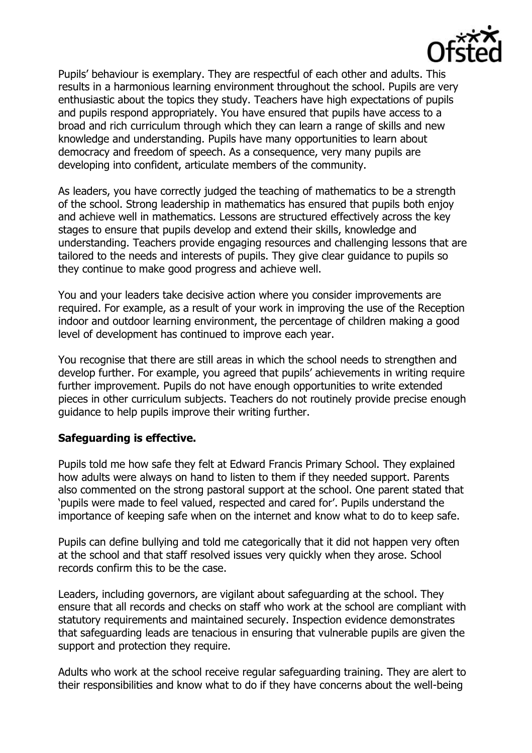Pupils' behaviour is exemplary. They are respectful of each other and adults. This results in a harmonious learning environment throughout the school. Pupils are very enthusiastic about the topics they study. Teachers have high expectations of pupils and pupils respond appropriately. You have ensured that pupils have access to a broad and rich curriculum through which they can learn a range of skills and new knowledge and understanding. Pupils have many opportunities to learn about democracy and freedom of speech. As a consequence, very many pupils are developing into confident, articulate members of the community.

As leaders, you have correctly judged the teaching of mathematics to be a strength of the school. Strong leadership in mathematics has ensured that pupils both enjoy and achieve well in mathematics. Lessons are structured effectively across the key stages to ensure that pupils develop and extend their skills, knowledge and understanding. Teachers provide engaging resources and challenging lessons that are tailored to the needs and interests of pupils. They give clear guidance to pupils so they continue to make good progress and achieve well.

You and your leaders take decisive action where you consider improvements are required. For example, as a result of your work in improving the use of the Reception indoor and outdoor learning environment, the percentage of children making a good level of development has continued to improve each year.

You recognise that there are still areas in which the school needs to strengthen and develop further. For example, you agreed that pupils' achievements in writing require further improvement. Pupils do not have enough opportunities to write extended pieces in other curriculum subjects. Teachers do not routinely provide precise enough guidance to help pupils improve their writing further.

**Safeguarding is effective.**

Pupils told me how safe they felt at Edward Francis Primary School. They explained how adults were always on hand to listen to them if they needed support. Parents also commented on the strong pastoral support at the school. One parent stated that 'pupils were made to feel valued, respected and cared for'. Pupils understand the importance of keeping safe when on the internet and know what to do to keep safe.

Pupils can define bullying and told me categorically that it did not happen very often at the school and that staff resolved issues very quickly when they arose. School records confirm this to be the case.

Leaders, including governors, are vigilant about safeguarding at the school. They ensure that all records and checks on staff who work at the school are compliant with statutory requirements and maintained securely. Inspection evidence demonstrates that safeguarding leads are tenacious in ensuring that vulnerable pupils are given the support and protection they require.

Adults who work at the school receive regular safeguarding training. They are alert to their responsibilities and know what to do if they have concerns about the well-being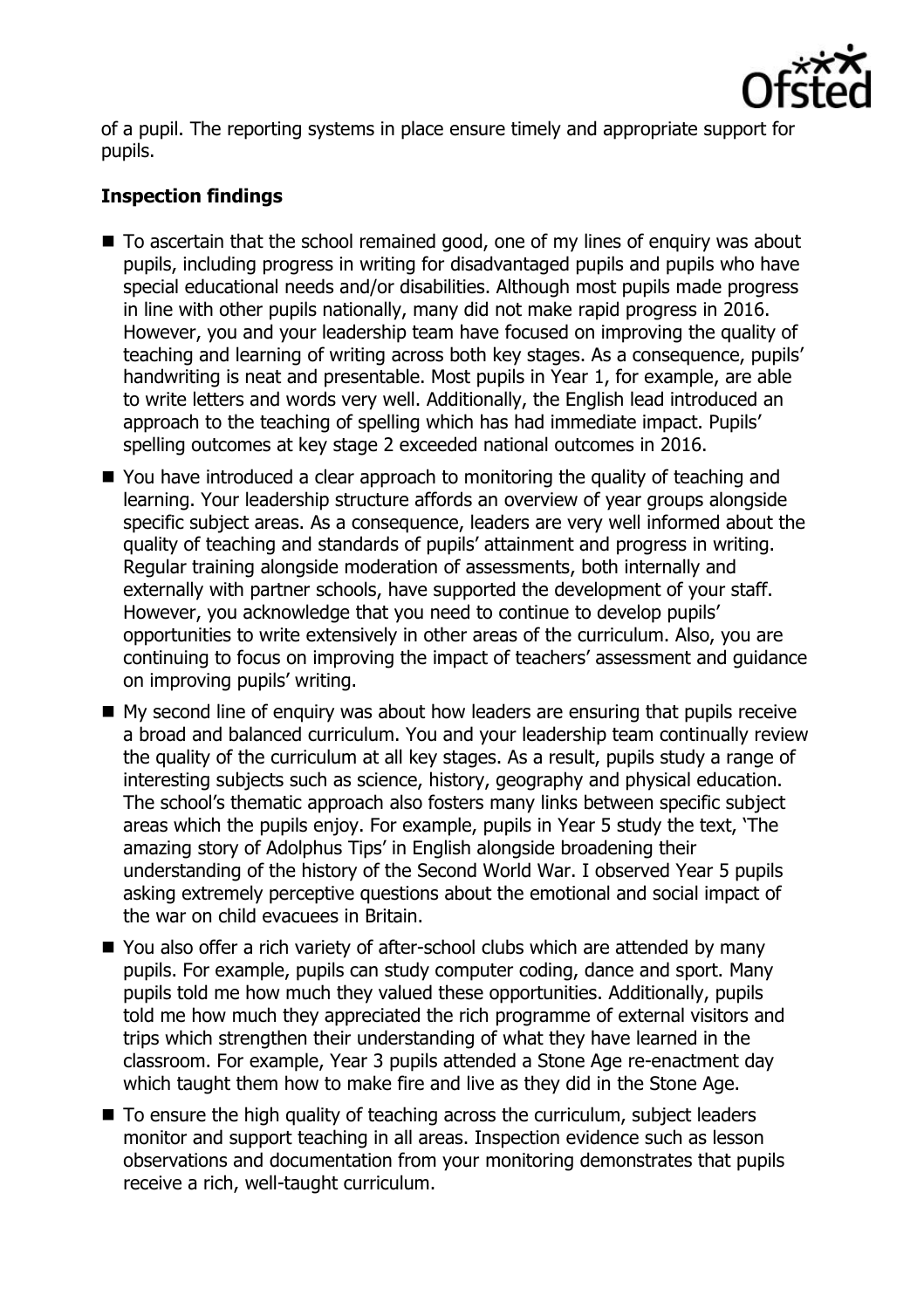of a pupil. The reporting systems in place ensure timely and appropriate support for pupils.

### Inspection findings

- To ascertain that the school remained good, one of my lines of enquiry was about pupils, including progress in writing for disadvantaged pupils and pupils who have special educational needs and/or disabilities. Although most pupils made progress in line with other pupils nationally, many did not make rapid progress in 2016. However, you and your leadership team have focused on improving the quality of teaching and learning of writing across both key stages. As a consequence, pupils' handwriting is neat and presentable. Most pupils in Year 1, for example, are able to write letters and words very well. Additionally, the English lead introduced an approach to the teaching of spelling which has had immediate impact. Pupils' spelling outcomes at key stage 2 exceeded national outcomes in 2016.
- You have introduced a clear approach to monitoring the quality of teaching and learning. Your leadership structure affords an overview of year groups alongside specific subject areas. As a consequence, leaders are very well informed about the quality of teaching and standards of pupils' attainment and progress in writing. Regular training alongside moderation of assessments, both internally and externally with partner schools, have supported the development of your staff. However, you acknowledge that you need to continue to develop pupils' opportunities to write extensively in other areas of the curriculum. Also, you are continuing to focus on improving the impact of teachers' assessment and guidance on improving pupils' writing.
- My second line of enquiry was about how leaders are ensuring that pupils receive a broad and balanced curriculum. You and your leadership team continually review the quality of the curriculum at all key stages. As a result, pupils study a range of interesting subjects such as science, history, geography and physical education. The school's thematic approach also fosters many links between specific subject areas which the pupils enjoy. For example, pupils in Year 5 study the text, 'The amazing story of Adolphus Tips' in English alongside broadening their understanding of the history of the Second World War. I observed Year 5 pupils asking extremely perceptive questions about the emotional and social impact of the war on child evacuees in Britain.
- You also offer a rich variety of after-school clubs which are attended by many pupils. For example, pupils can study computer coding, dance and sport. Many pupils told me how much they valued these opportunities. Additionally, pupils told me how much they appreciated the rich programme of external visitors and trips which strengthen their understanding of what they have learned in the classroom. For example, Year 3 pupils attended a Stone Age re-enactment day which taught them how to make fire and live as they did in the Stone Age.
- To ensure the high quality of teaching across the curriculum, subject leaders monitor and support teaching in all areas. Inspection evidence such as lesson observations and documentation from your monitoring demonstrates that pupils receive a rich, well-taught curriculum.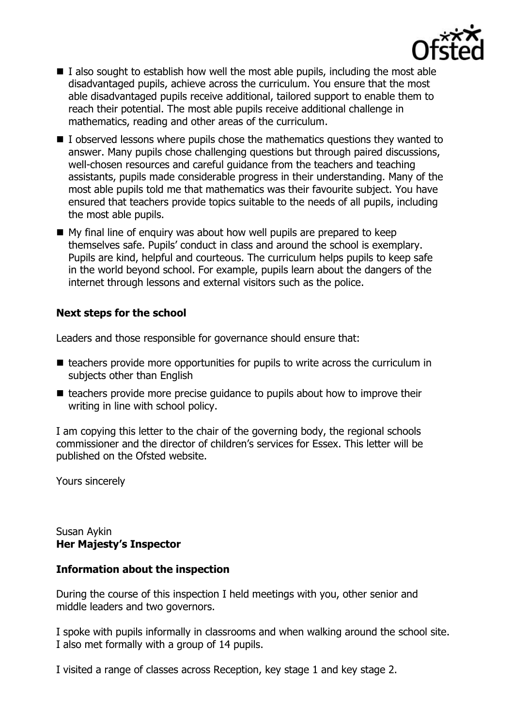- I also sought to establish how well the most able pupils, including the most able disadvantaged pupils, achieve across the curriculum. You ensure that the most able disadvantaged pupils receive additional, tailored support to enable them to reach their potential. The most able pupils receive additional challenge in mathematics, reading and other areas of the curriculum.
- I observed lessons where pupils chose the mathematics questions they wanted to answer. Many pupils chose challenging questions but through paired discussions, well-chosen resources and careful guidance from the teachers and teaching assistants, pupils made considerable progress in their understanding. Many of the most able pupils told me that mathematics was their favourite subject. You have ensured that teachers provide topics suitable to the needs of all pupils, including the most able pupils.
- My final line of enquiry was about how well pupils are prepared to keep themselves safe. Pupils' conduct in class and around the school is exemplary. Pupils are kind, helpful and courteous. The curriculum helps pupils to keep safe in the world beyond school. For example, pupils learn about the dangers of the internet through lessons and external visitors such as the police.

### Next steps for the school

Leaders and those responsible for governance should ensure that:

- teachers provide more opportunities for pupils to write across the curriculum in subjects other than English
- teachers provide more precise guidance to pupils about how to improve their writing in line with school policy.

I am copying this letter to the chair of the governing body, the regional schools commissioner and the director of children's services for Essex. This letter will be published on the Ofsted website.

Yours sincerely

Susan Aykin
**Her Majesty's Inspector**

### Information about the inspection

During the course of this inspection I held meetings with you, other senior and middle leaders and two governors.

I spoke with pupils informally in classrooms and when walking around the school site. I also met formally with a group of 14 pupils.

I visited a range of classes across Reception, key stage 1 and key stage 2.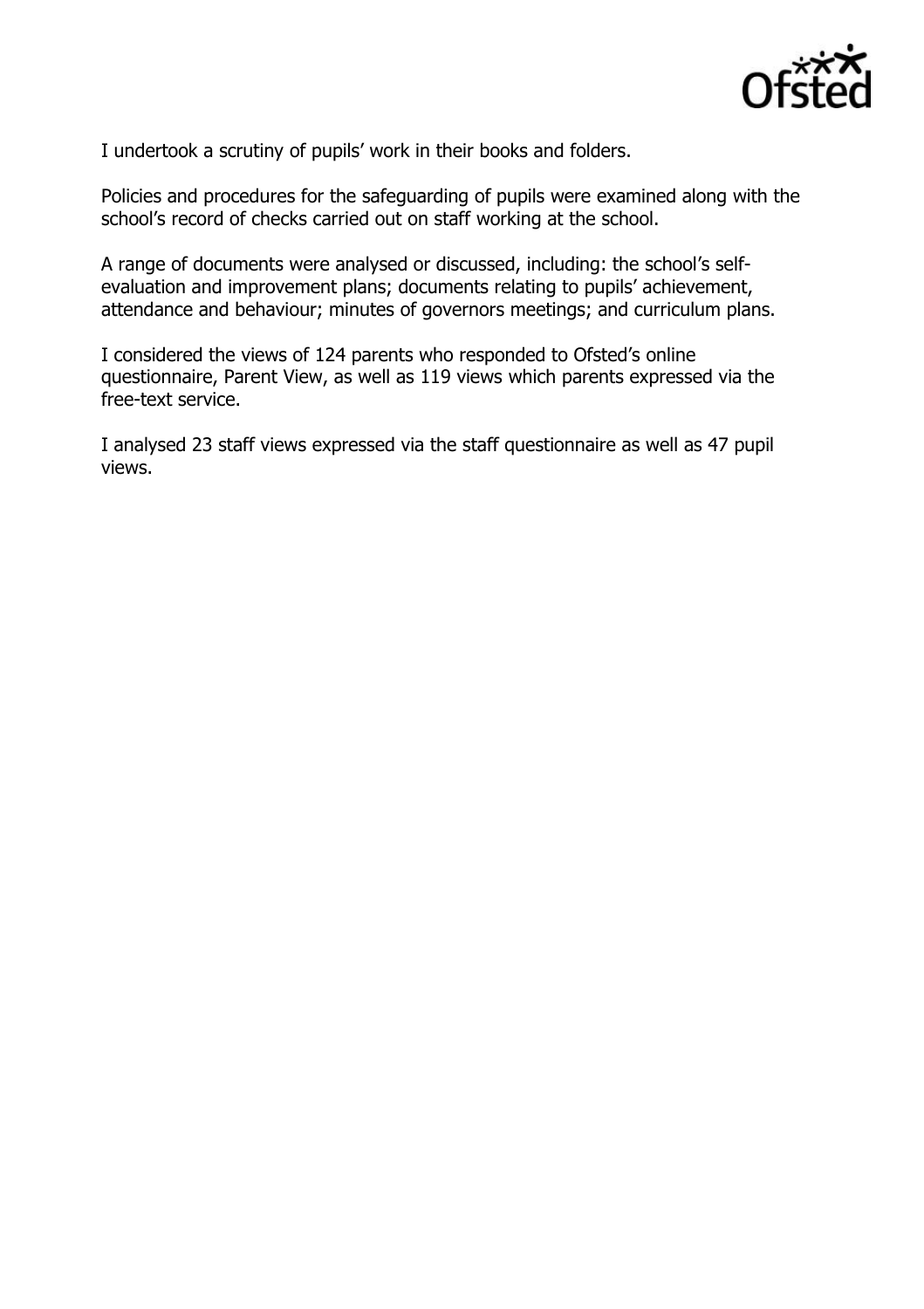I undertook a scrutiny of pupils' work in their books and folders.

Policies and procedures for the safeguarding of pupils were examined along with the school's record of checks carried out on staff working at the school.

A range of documents were analysed or discussed, including: the school's self-evaluation and improvement plans; documents relating to pupils' achievement, attendance and behaviour; minutes of governors meetings; and curriculum plans.

I considered the views of 124 parents who responded to Ofsted's online questionnaire, Parent View, as well as 119 views which parents expressed via the free-text service.

I analysed 23 staff views expressed via the staff questionnaire as well as 47 pupil views.